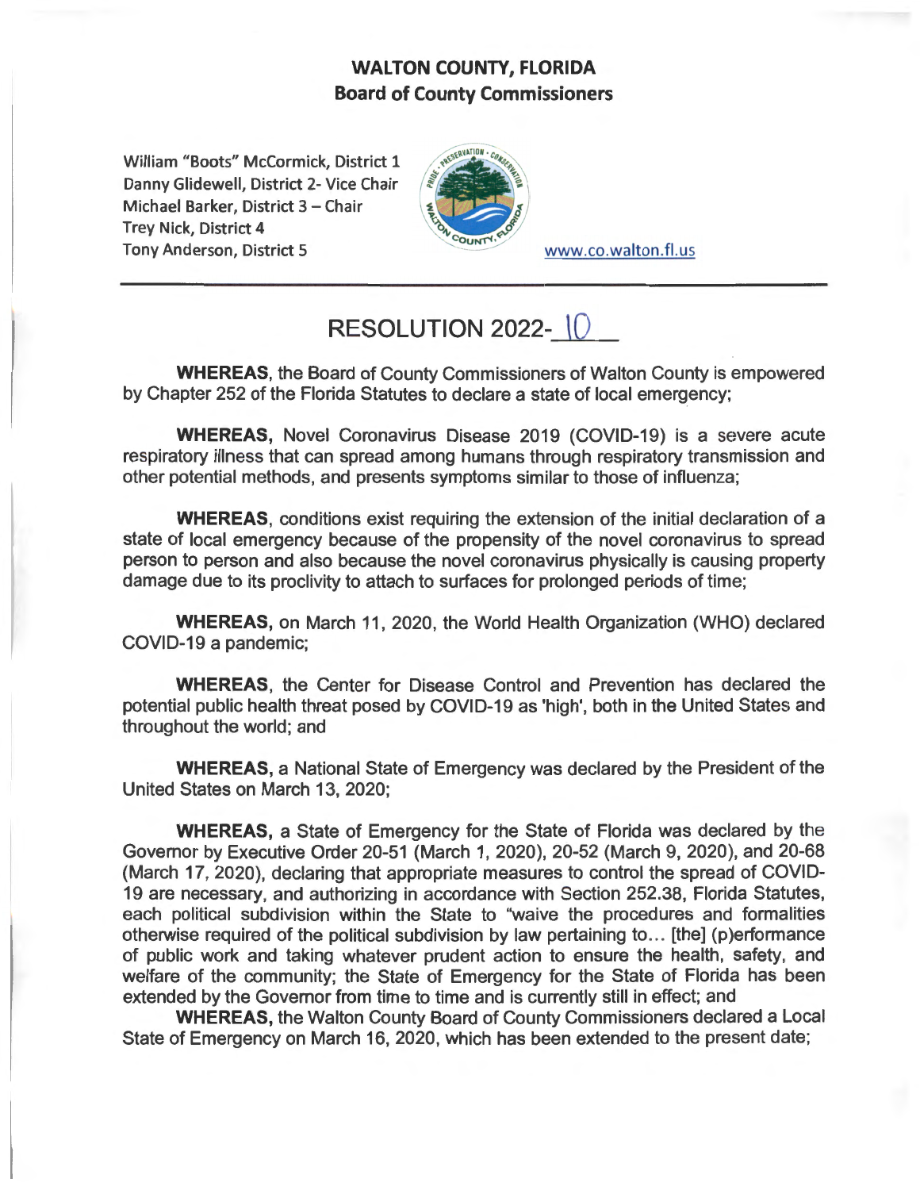## WALTON COUNTY, FLORIDA
## Board of County Commissioners

William "Boots" McCormick, District 1
Danny Glidewell, District 2- Vice Chair
Michael Barker, District 3 – Chair
Trey Nick, District 4
Tony Anderson, District 5

www.co.walton.fl.us

# RESOLUTION 2022-10

**WHEREAS**, the Board of County Commissioners of Walton County is empowered by Chapter 252 of the Florida Statutes to declare a state of local emergency;

**WHEREAS,** Novel Coronavirus Disease 2019 (COVID-19) is a severe acute respiratory illness that can spread among humans through respiratory transmission and other potential methods, and presents symptoms similar to those of influenza;

**WHEREAS**, conditions exist requiring the extension of the initial declaration of a state of local emergency because of the propensity of the novel coronavirus to spread person to person and also because the novel coronavirus physically is causing property damage due to its proclivity to attach to surfaces for prolonged periods of time;

**WHEREAS,** on March 11, 2020, the World Health Organization (WHO) declared COVID-19 a pandemic;

**WHEREAS**, the Center for Disease Control and Prevention has declared the potential public health threat posed by COVID-19 as 'high', both in the United States and throughout the world; and

**WHEREAS,** a National State of Emergency was declared by the President of the United States on March 13, 2020;

**WHEREAS,** a State of Emergency for the State of Florida was declared by the Governor by Executive Order 20-51 (March 1, 2020), 20-52 (March 9, 2020), and 20-68 (March 17, 2020), declaring that appropriate measures to control the spread of COVID-19 are necessary, and authorizing in accordance with Section 252.38, Florida Statutes, each political subdivision within the State to "waive the procedures and formalities otherwise required of the political subdivision by law pertaining to... [the] (p)erformance of public work and taking whatever prudent action to ensure the health, safety, and welfare of the community; the State of Emergency for the State of Florida has been extended by the Governor from time to time and is currently still in effect; and

**WHEREAS,** the Walton County Board of County Commissioners declared a Local State of Emergency on March 16, 2020, which has been extended to the present date;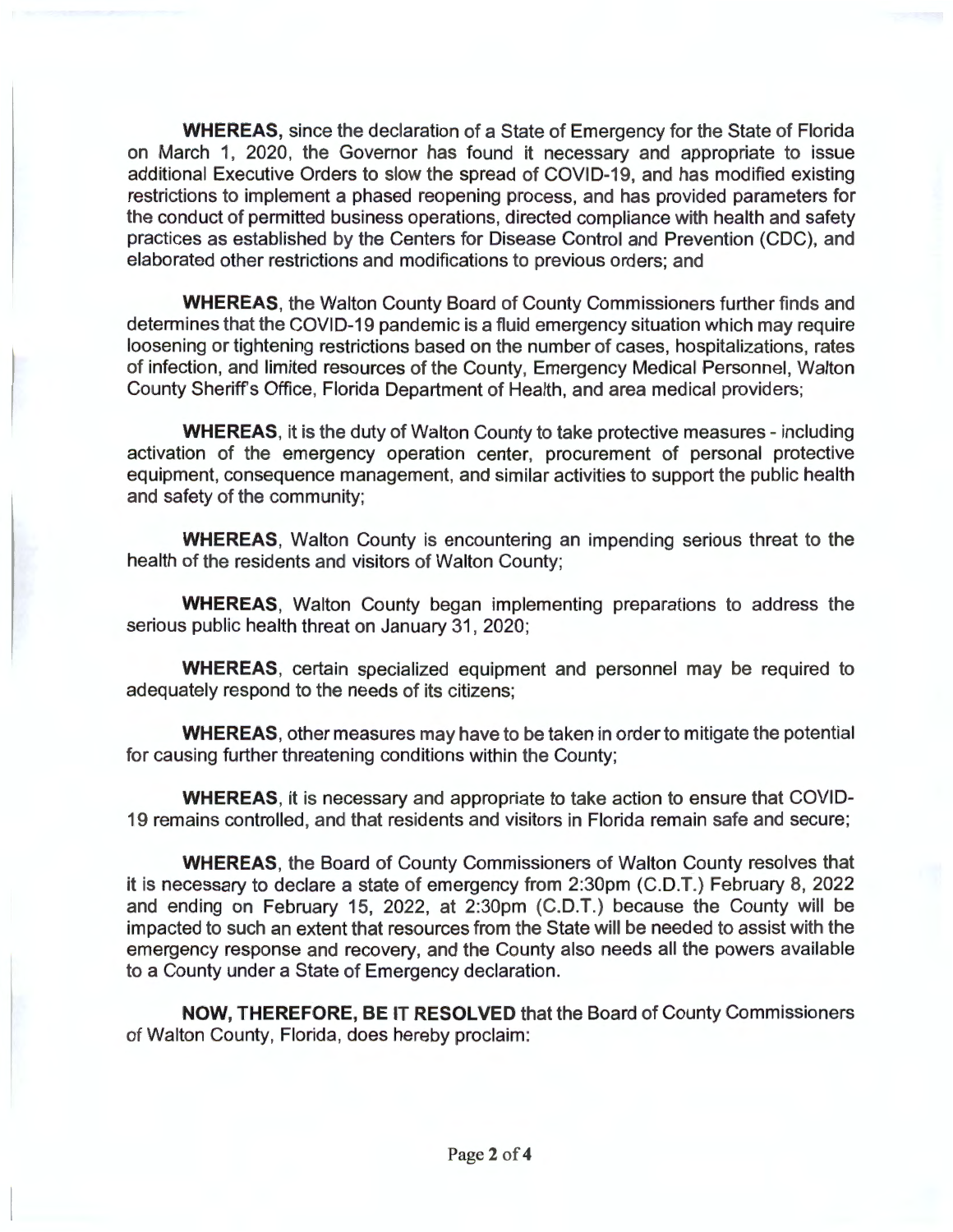**WHEREAS,** since the declaration of a State of Emergency for the State of Florida on March 1, 2020, the Governor has found it necessary and appropriate to issue additional Executive Orders to slow the spread of COVID-19, and has modified existing restrictions to implement a phased reopening process, and has provided parameters for the conduct of permitted business operations, directed compliance with health and safety practices as established by the Centers for Disease Control and Prevention (CDC), and elaborated other restrictions and modifications to previous orders; and

**WHEREAS**, the Walton County Board of County Commissioners further finds and determines that the COVID-19 pandemic is a fluid emergency situation which may require loosening or tightening restrictions based on the number of cases, hospitalizations, rates of infection, and limited resources of the County, Emergency Medical Personnel, Walton County Sheriff's Office, Florida Department of Health, and area medical providers;

**WHEREAS**, it is the duty of Walton County to take protective measures - including activation of the emergency operation center, procurement of personal protective equipment, consequence management, and similar activities to support the public health and safety of the community;

**WHEREAS**, Walton County is encountering an impending serious threat to the health of the residents and visitors of Walton County;

**WHEREAS**, Walton County began implementing preparations to address the serious public health threat on January 31, 2020;

**WHEREAS**, certain specialized equipment and personnel may be required to adequately respond to the needs of its citizens;

**WHEREAS**, other measures may have to be taken in order to mitigate the potential for causing further threatening conditions within the County;

**WHEREAS**, it is necessary and appropriate to take action to ensure that COVID-19 remains controlled, and that residents and visitors in Florida remain safe and secure;

**WHEREAS**, the Board of County Commissioners of Walton County resolves that it is necessary to declare a state of emergency from 2:30pm (C.D.T.) February 8, 2022 and ending on February 15, 2022, at 2:30pm (C.D.T.) because the County will be impacted to such an extent that resources from the State will be needed to assist with the emergency response and recovery, and the County also needs all the powers available to a County under a State of Emergency declaration.

**NOW, THEREFORE, BE IT RESOLVED** that the Board of County Commissioners of Walton County, Florida, does hereby proclaim: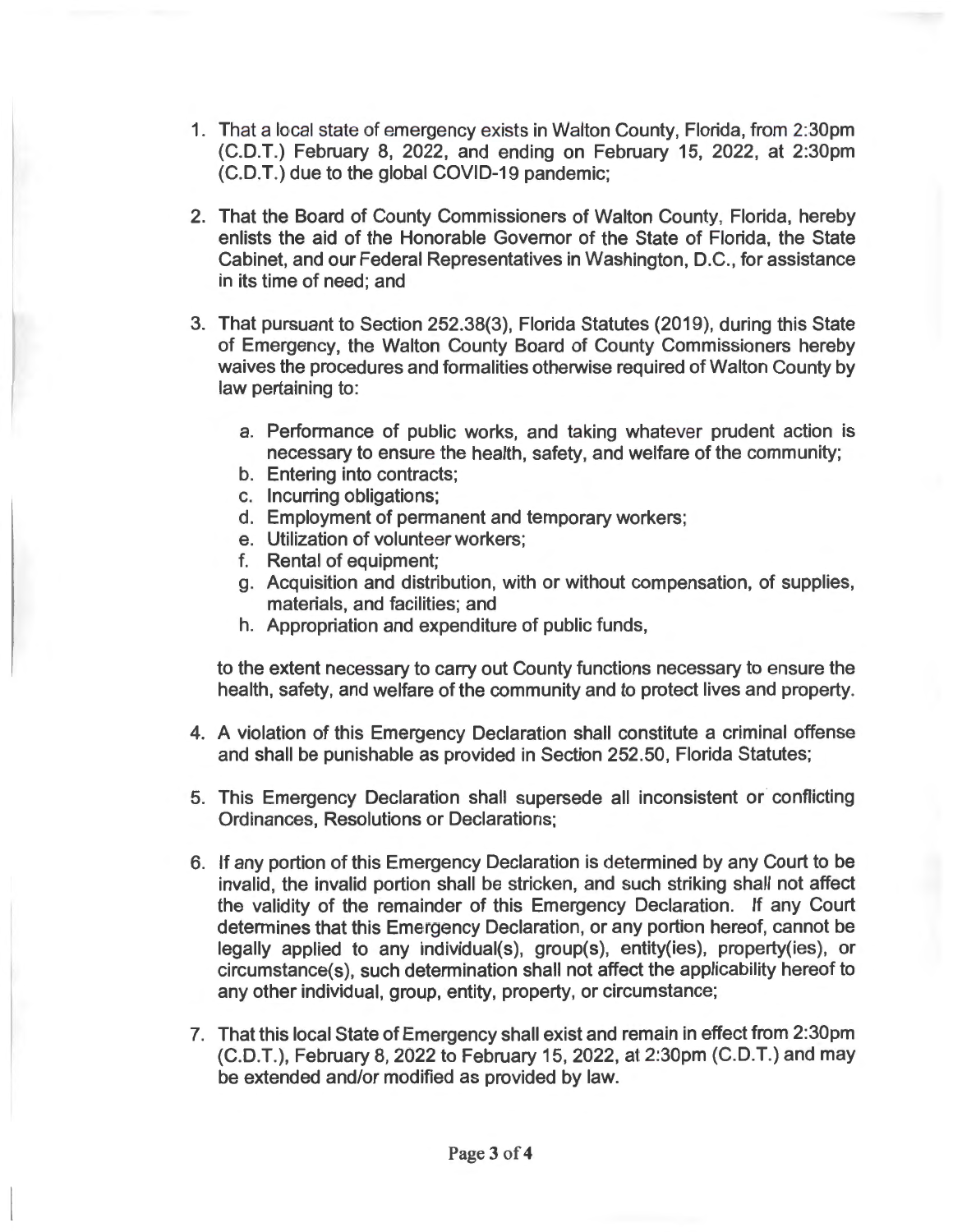1. That a local state of emergency exists in Walton County, Florida, from 2:30pm (C.D.T.) February 8, 2022, and ending on February 15, 2022, at 2:30pm (C.D.T.) due to the global COVID-19 pandemic;

2. That the Board of County Commissioners of Walton County, Florida, hereby enlists the aid of the Honorable Governor of the State of Florida, the State Cabinet, and our Federal Representatives in Washington, D.C., for assistance in its time of need; and

3. That pursuant to Section 252.38(3), Florida Statutes (2019), during this State of Emergency, the Walton County Board of County Commissioners hereby waives the procedures and formalities otherwise required of Walton County by law pertaining to:

   a. Performance of public works, and taking whatever prudent action is necessary to ensure the health, safety, and welfare of the community;
   b. Entering into contracts;
   c. Incurring obligations;
   d. Employment of permanent and temporary workers;
   e. Utilization of volunteer workers;
   f. Rental of equipment;
   g. Acquisition and distribution, with or without compensation, of supplies, materials, and facilities; and
   h. Appropriation and expenditure of public funds,

   to the extent necessary to carry out County functions necessary to ensure the health, safety, and welfare of the community and to protect lives and property.

4. A violation of this Emergency Declaration shall constitute a criminal offense and shall be punishable as provided in Section 252.50, Florida Statutes;

5. This Emergency Declaration shall supersede all inconsistent or conflicting Ordinances, Resolutions or Declarations;

6. If any portion of this Emergency Declaration is determined by any Court to be invalid, the invalid portion shall be stricken, and such striking shall not affect the validity of the remainder of this Emergency Declaration. If any Court determines that this Emergency Declaration, or any portion hereof, cannot be legally applied to any individual(s), group(s), entity(ies), property(ies), or circumstance(s), such determination shall not affect the applicability hereof to any other individual, group, entity, property, or circumstance;

7. That this local State of Emergency shall exist and remain in effect from 2:30pm (C.D.T.), February 8, 2022 to February 15, 2022, at 2:30pm (C.D.T.) and may be extended and/or modified as provided by law.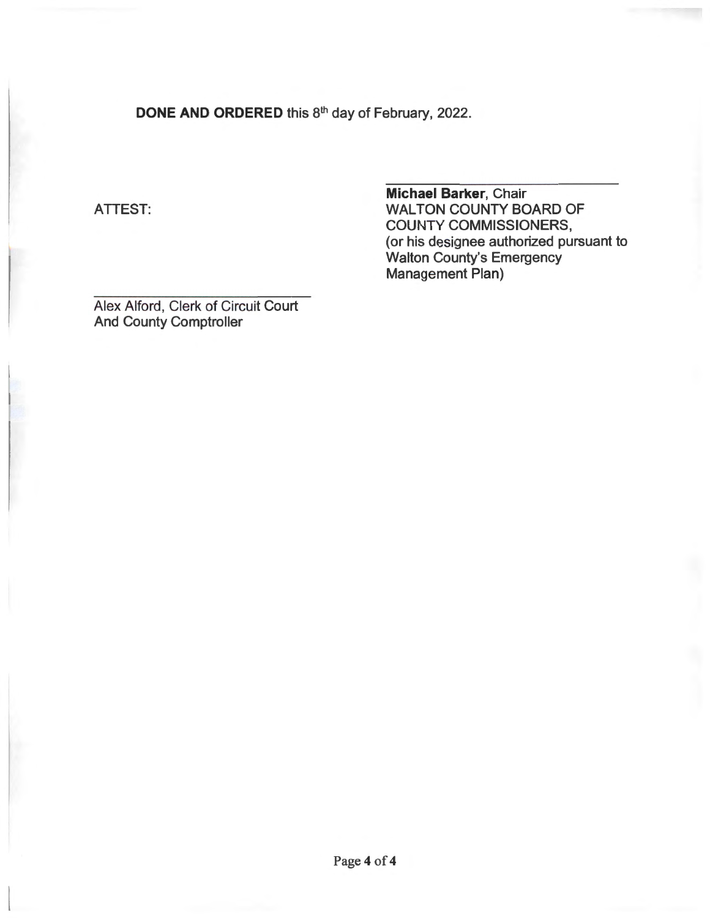**DONE AND ORDERED** this 8th day of February, 2022.

ATTEST:

\_\_\_\_\_\_\_\_\_\_\_\_\_\_\_\_\_\_\_\_\_\_\_\_\_\_\_\_

**Michael Barker**, Chair
WALTON COUNTY BOARD OF COUNTY COMMISSIONERS,
(or his designee authorized pursuant to Walton County's Emergency Management Plan)

\_\_\_\_\_\_\_\_\_\_\_\_\_\_\_\_\_\_\_\_\_\_\_\_\_\_\_\_

Alex Alford, Clerk of Circuit Court
And County Comptroller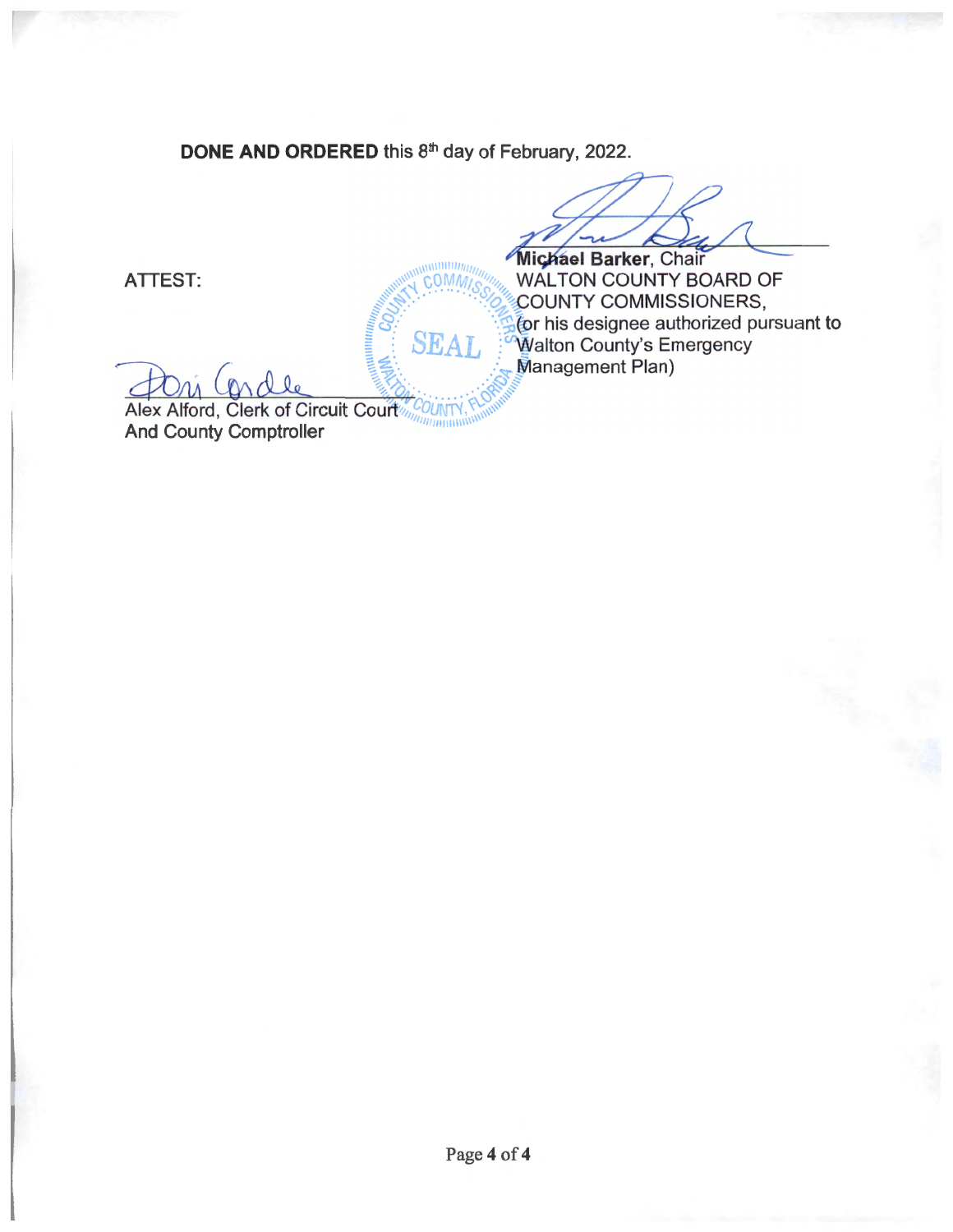**DONE AND ORDERED** this 8th day of February, 2022.

**Michael Barker**, Chair
WALTON COUNTY BOARD OF COUNTY COMMISSIONERS,
(or his designee authorized pursuant to Walton County's Emergency Management Plan)

ATTEST:

Alex Alford, Clerk of Circuit Court
And County Comptroller

COUNTY COMMISSIONERS SEAL WALTON COUNTY, FLORIDA